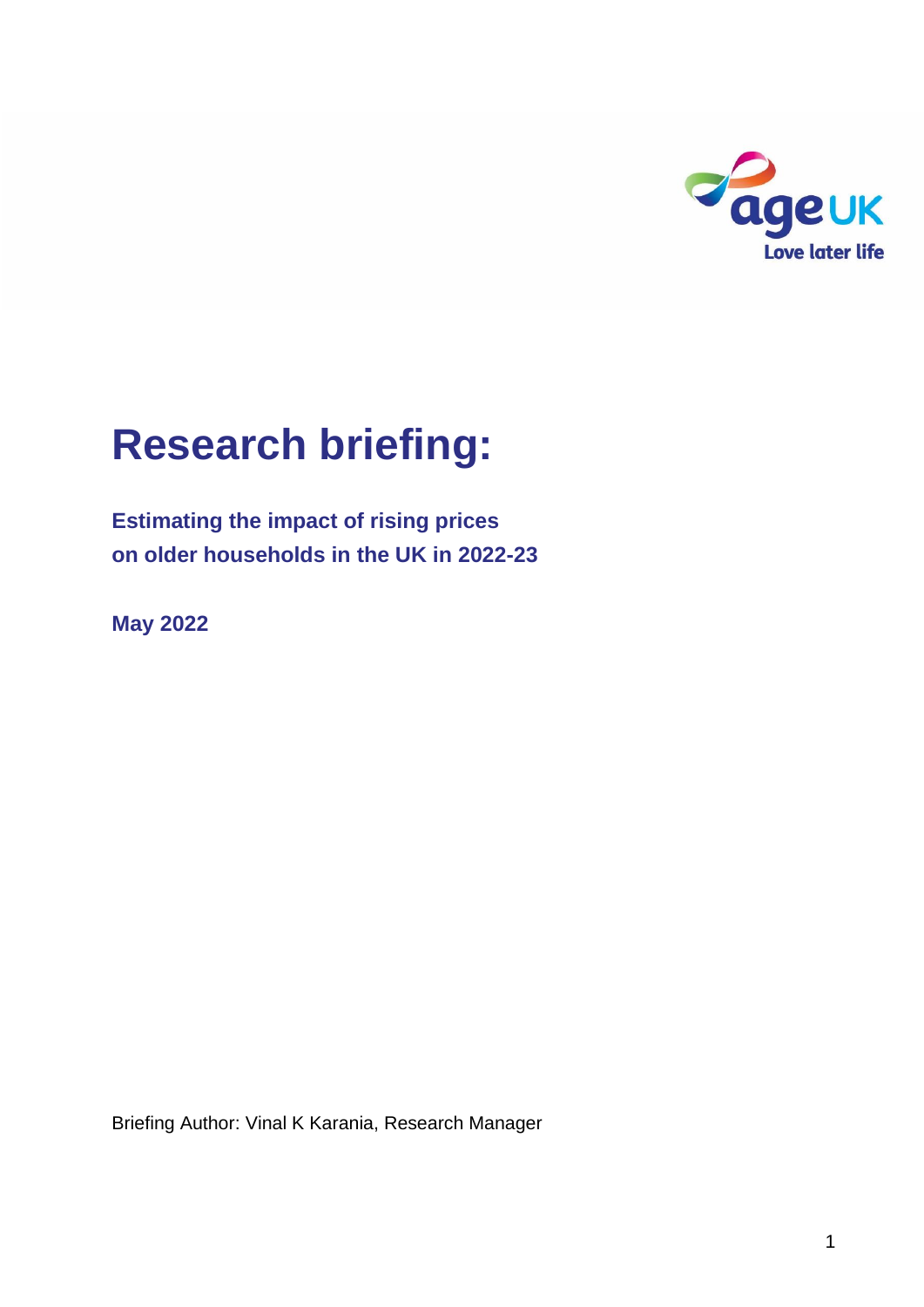# Research briefing:

**Estimating the impact of rising prices on older households in the UK in 2022-23**

**May 2022**

Briefing Author: Vinal K Karania, Research Manager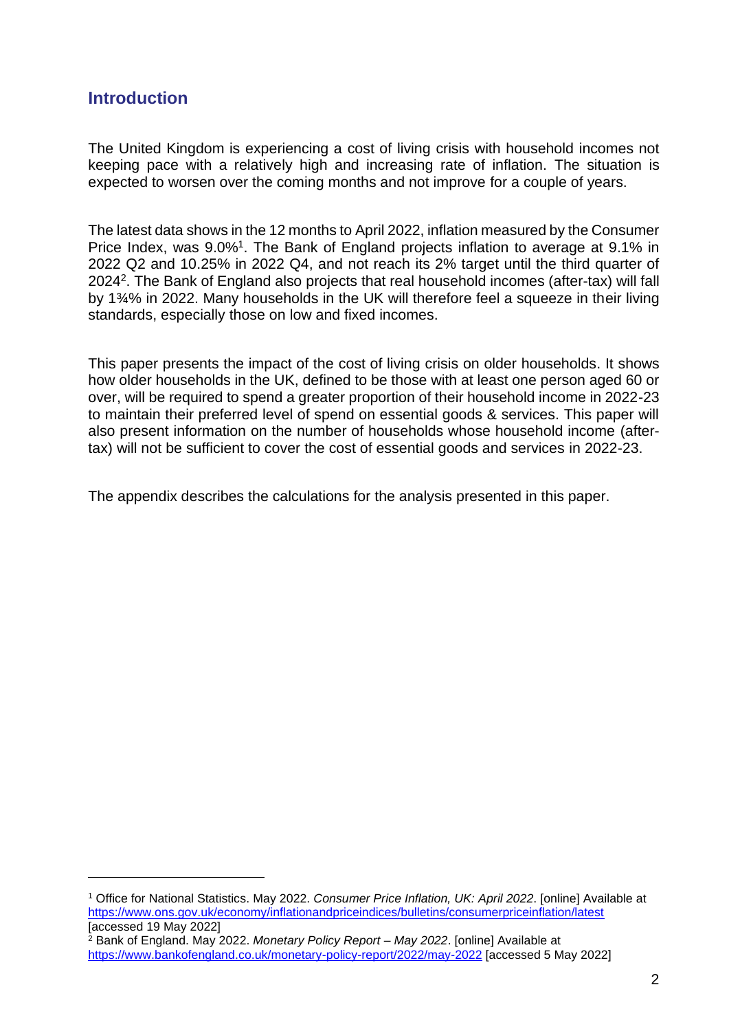## Introduction

The United Kingdom is experiencing a cost of living crisis with household incomes not keeping pace with a relatively high and increasing rate of inflation. The situation is expected to worsen over the coming months and not improve for a couple of years.

The latest data shows in the 12 months to April 2022, inflation measured by the Consumer Price Index, was 9.0%[1]. The Bank of England projects inflation to average at 9.1% in 2022 Q2 and 10.25% in 2022 Q4, and not reach its 2% target until the third quarter of 2024[2]. The Bank of England also projects that real household incomes (after-tax) will fall by 1¾% in 2022. Many households in the UK will therefore feel a squeeze in their living standards, especially those on low and fixed incomes.

This paper presents the impact of the cost of living crisis on older households. It shows how older households in the UK, defined to be those with at least one person aged 60 or over, will be required to spend a greater proportion of their household income in 2022-23 to maintain their preferred level of spend on essential goods & services. This paper will also present information on the number of households whose household income (after-tax) will not be sufficient to cover the cost of essential goods and services in 2022-23.

The appendix describes the calculations for the analysis presented in this paper.

---

[1] Office for National Statistics. May 2022. *Consumer Price Inflation, UK: April 2022*. [online] Available at https://www.ons.gov.uk/economy/inflationandpriceindices/bulletins/consumerpriceinflation/latest [accessed 19 May 2022]

[2] Bank of England. May 2022. *Monetary Policy Report – May 2022*. [online] Available at https://www.bankofengland.co.uk/monetary-policy-report/2022/may-2022 [accessed 5 May 2022]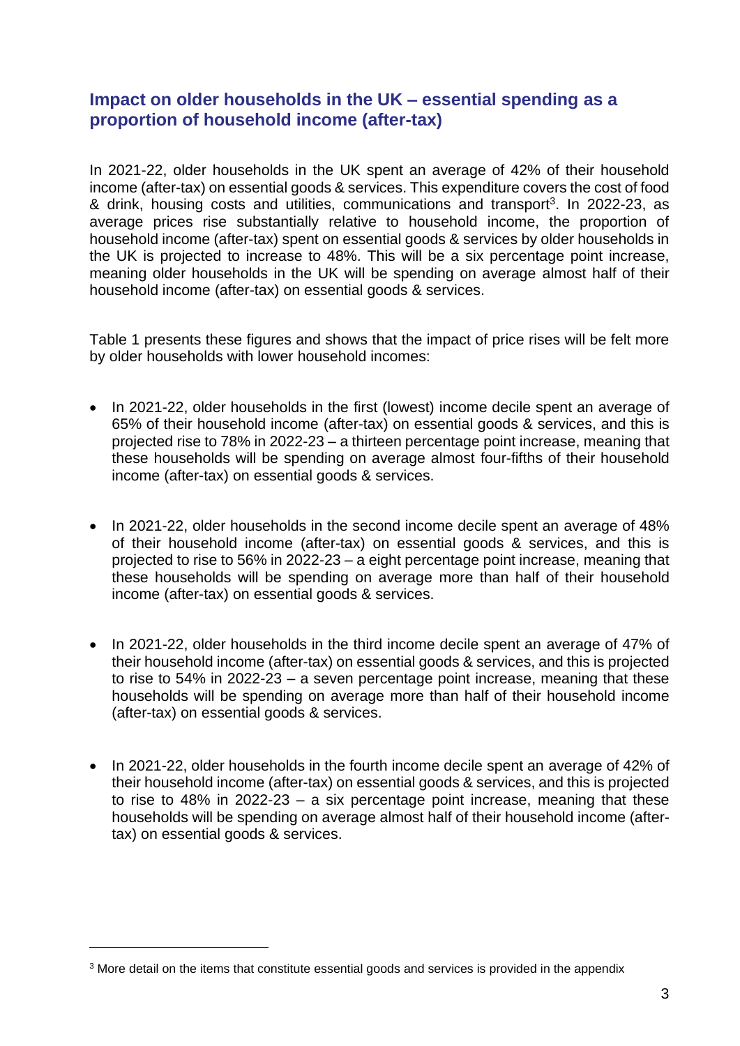## Impact on older households in the UK – essential spending as a proportion of household income (after-tax)

In 2021-22, older households in the UK spent an average of 42% of their household income (after-tax) on essential goods & services. This expenditure covers the cost of food & drink, housing costs and utilities, communications and transport[3]. In 2022-23, as average prices rise substantially relative to household income, the proportion of household income (after-tax) spent on essential goods & services by older households in the UK is projected to increase to 48%. This will be a six percentage point increase, meaning older households in the UK will be spending on average almost half of their household income (after-tax) on essential goods & services.

Table 1 presents these figures and shows that the impact of price rises will be felt more by older households with lower household incomes:

- In 2021-22, older households in the first (lowest) income decile spent an average of 65% of their household income (after-tax) on essential goods & services, and this is projected rise to 78% in 2022-23 – a thirteen percentage point increase, meaning that these households will be spending on average almost four-fifths of their household income (after-tax) on essential goods & services.

- In 2021-22, older households in the second income decile spent an average of 48% of their household income (after-tax) on essential goods & services, and this is projected to rise to 56% in 2022-23 – a eight percentage point increase, meaning that these households will be spending on average more than half of their household income (after-tax) on essential goods & services.

- In 2021-22, older households in the third income decile spent an average of 47% of their household income (after-tax) on essential goods & services, and this is projected to rise to 54% in 2022-23 – a seven percentage point increase, meaning that these households will be spending on average more than half of their household income (after-tax) on essential goods & services.

- In 2021-22, older households in the fourth income decile spent an average of 42% of their household income (after-tax) on essential goods & services, and this is projected to rise to 48% in 2022-23 – a six percentage point increase, meaning that these households will be spending on average almost half of their household income (after-tax) on essential goods & services.

[3] More detail on the items that constitute essential goods and services is provided in the appendix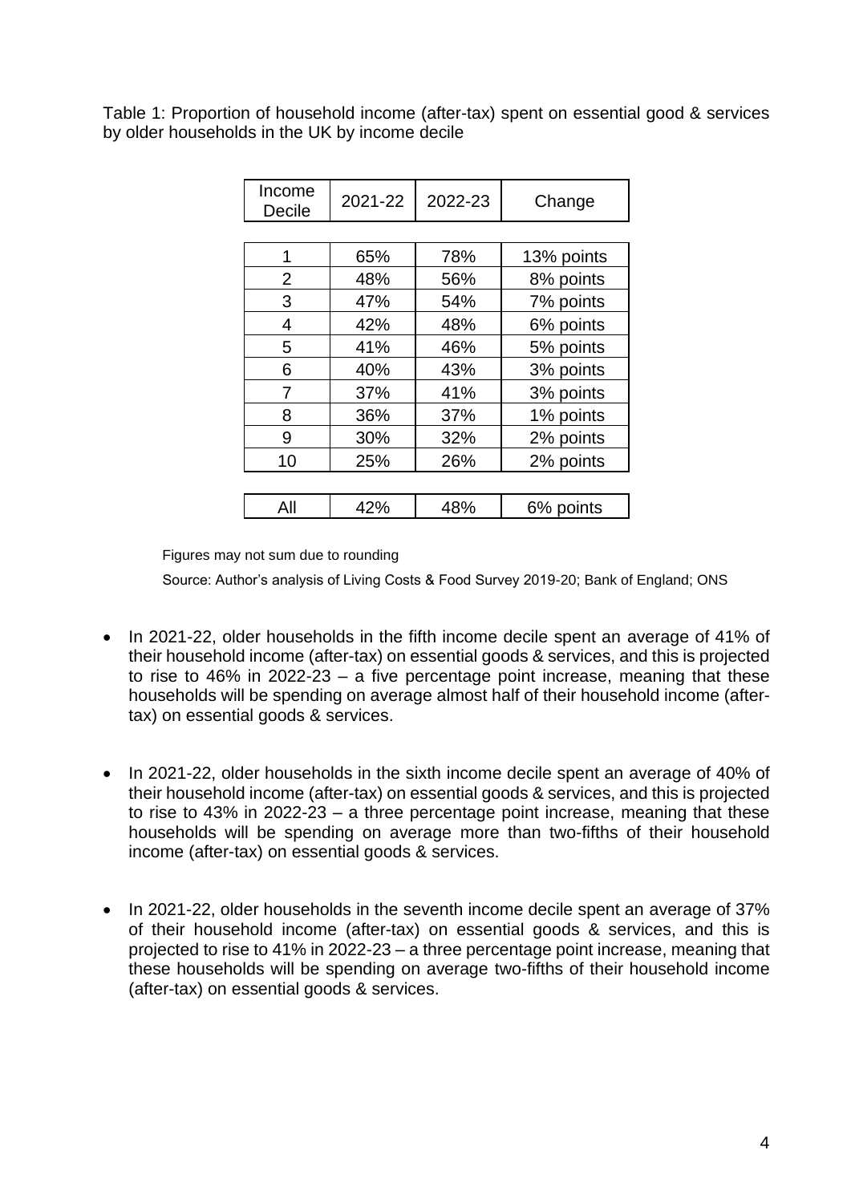Table 1: Proportion of household income (after-tax) spent on essential good & services by older households in the UK by income decile

| Income Decile | 2021-22 | 2022-23 | Change |
|---|---|---|---|
| 1 | 65% | 78% | 13% points |
| 2 | 48% | 56% | 8% points |
| 3 | 47% | 54% | 7% points |
| 4 | 42% | 48% | 6% points |
| 5 | 41% | 46% | 5% points |
| 6 | 40% | 43% | 3% points |
| 7 | 37% | 41% | 3% points |
| 8 | 36% | 37% | 1% points |
| 9 | 30% | 32% | 2% points |
| 10 | 25% | 26% | 2% points |
| All | 42% | 48% | 6% points |

Figures may not sum due to rounding

Source: Author's analysis of Living Costs & Food Survey 2019-20; Bank of England; ONS

- In 2021-22, older households in the fifth income decile spent an average of 41% of their household income (after-tax) on essential goods & services, and this is projected to rise to 46% in 2022-23 – a five percentage point increase, meaning that these households will be spending on average almost half of their household income (after-tax) on essential goods & services.

- In 2021-22, older households in the sixth income decile spent an average of 40% of their household income (after-tax) on essential goods & services, and this is projected to rise to 43% in 2022-23 – a three percentage point increase, meaning that these households will be spending on average more than two-fifths of their household income (after-tax) on essential goods & services.

- In 2021-22, older households in the seventh income decile spent an average of 37% of their household income (after-tax) on essential goods & services, and this is projected to rise to 41% in 2022-23 – a three percentage point increase, meaning that these households will be spending on average two-fifths of their household income (after-tax) on essential goods & services.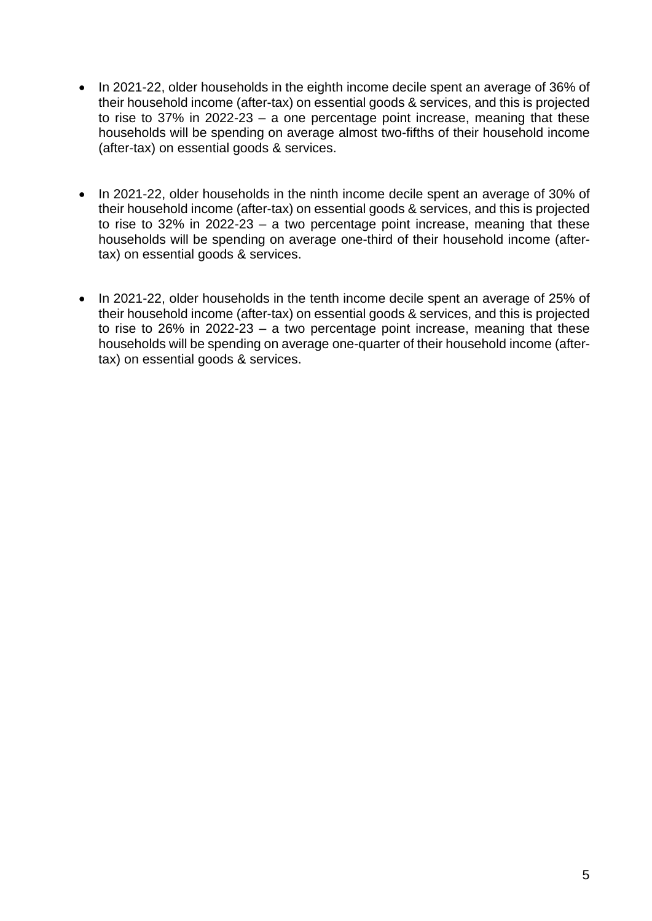- In 2021-22, older households in the eighth income decile spent an average of 36% of their household income (after-tax) on essential goods & services, and this is projected to rise to 37% in 2022-23 – a one percentage point increase, meaning that these households will be spending on average almost two-fifths of their household income (after-tax) on essential goods & services.

- In 2021-22, older households in the ninth income decile spent an average of 30% of their household income (after-tax) on essential goods & services, and this is projected to rise to 32% in 2022-23 – a two percentage point increase, meaning that these households will be spending on average one-third of their household income (after-tax) on essential goods & services.

- In 2021-22, older households in the tenth income decile spent an average of 25% of their household income (after-tax) on essential goods & services, and this is projected to rise to 26% in 2022-23 – a two percentage point increase, meaning that these households will be spending on average one-quarter of their household income (after-tax) on essential goods & services.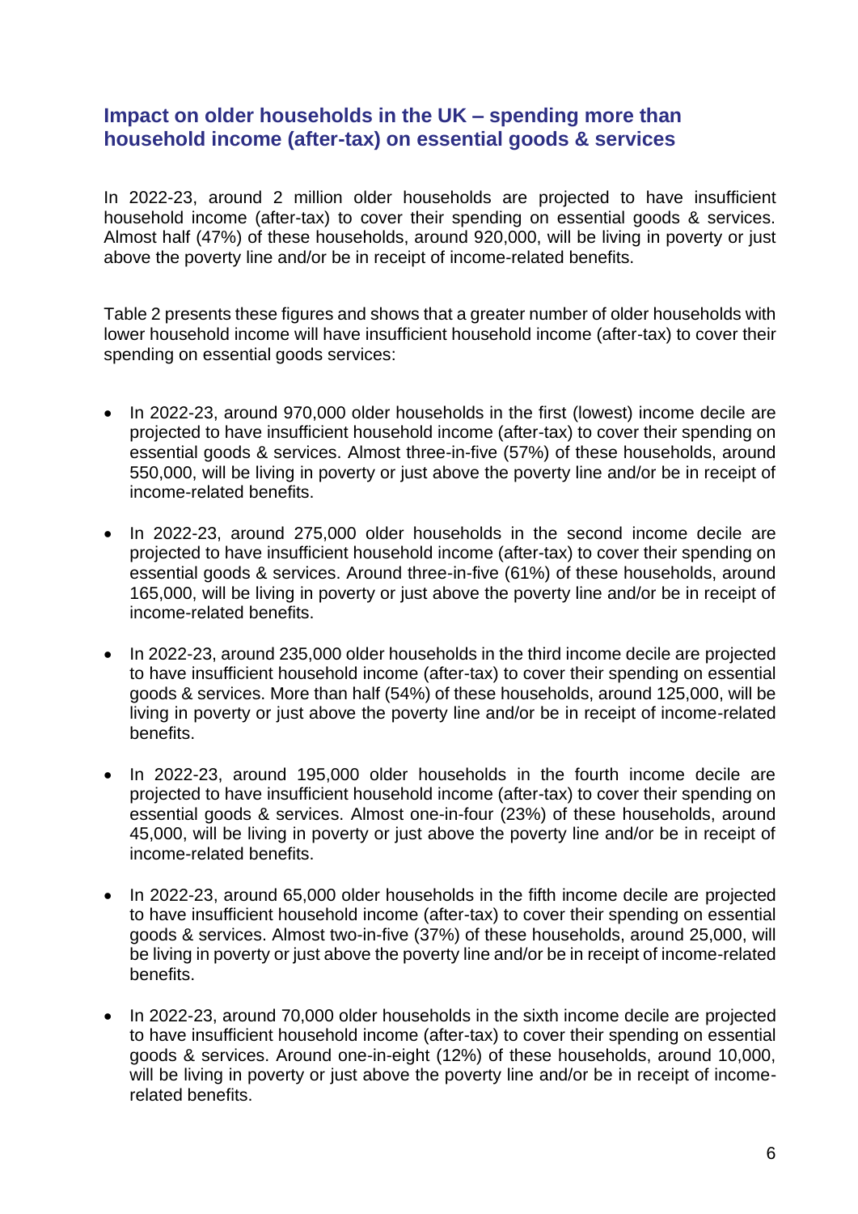## Impact on older households in the UK – spending more than household income (after-tax) on essential goods & services

In 2022-23, around 2 million older households are projected to have insufficient household income (after-tax) to cover their spending on essential goods & services. Almost half (47%) of these households, around 920,000, will be living in poverty or just above the poverty line and/or be in receipt of income-related benefits.

Table 2 presents these figures and shows that a greater number of older households with lower household income will have insufficient household income (after-tax) to cover their spending on essential goods services:

- In 2022-23, around 970,000 older households in the first (lowest) income decile are projected to have insufficient household income (after-tax) to cover their spending on essential goods & services. Almost three-in-five (57%) of these households, around 550,000, will be living in poverty or just above the poverty line and/or be in receipt of income-related benefits.

- In 2022-23, around 275,000 older households in the second income decile are projected to have insufficient household income (after-tax) to cover their spending on essential goods & services. Around three-in-five (61%) of these households, around 165,000, will be living in poverty or just above the poverty line and/or be in receipt of income-related benefits.

- In 2022-23, around 235,000 older households in the third income decile are projected to have insufficient household income (after-tax) to cover their spending on essential goods & services. More than half (54%) of these households, around 125,000, will be living in poverty or just above the poverty line and/or be in receipt of income-related benefits.

- In 2022-23, around 195,000 older households in the fourth income decile are projected to have insufficient household income (after-tax) to cover their spending on essential goods & services. Almost one-in-four (23%) of these households, around 45,000, will be living in poverty or just above the poverty line and/or be in receipt of income-related benefits.

- In 2022-23, around 65,000 older households in the fifth income decile are projected to have insufficient household income (after-tax) to cover their spending on essential goods & services. Almost two-in-five (37%) of these households, around 25,000, will be living in poverty or just above the poverty line and/or be in receipt of income-related benefits.

- In 2022-23, around 70,000 older households in the sixth income decile are projected to have insufficient household income (after-tax) to cover their spending on essential goods & services. Around one-in-eight (12%) of these households, around 10,000, will be living in poverty or just above the poverty line and/or be in receipt of income-related benefits.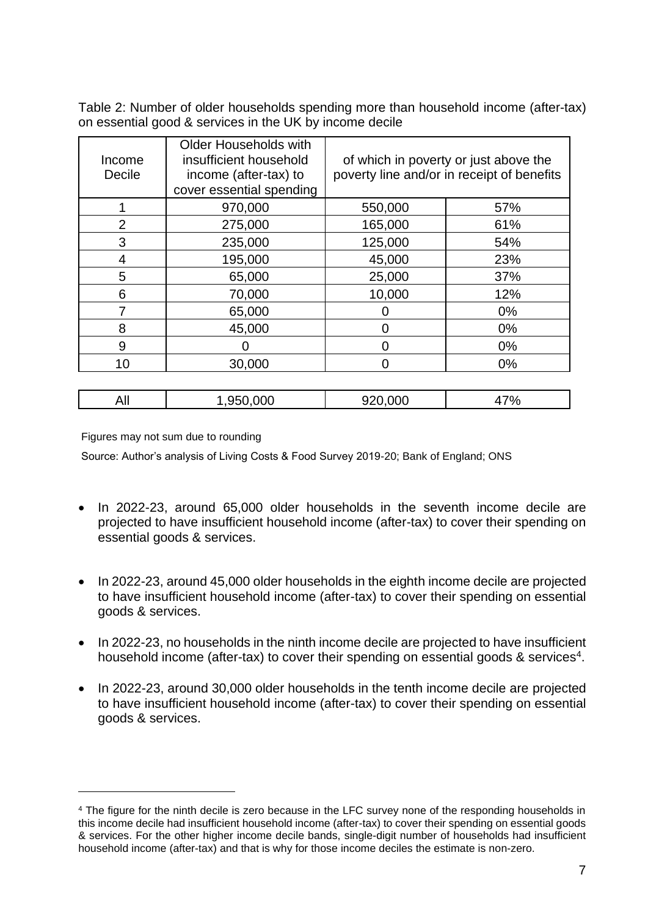Table 2: Number of older households spending more than household income (after-tax) on essential good & services in the UK by income decile

| Income Decile | Older Households with insufficient household income (after-tax) to cover essential spending | of which in poverty or just above the poverty line and/or in receipt of benefits | |
|---|---|---|---|
| 1 | 970,000 | 550,000 | 57% |
| 2 | 275,000 | 165,000 | 61% |
| 3 | 235,000 | 125,000 | 54% |
| 4 | 195,000 | 45,000 | 23% |
| 5 | 65,000 | 25,000 | 37% |
| 6 | 70,000 | 10,000 | 12% |
| 7 | 65,000 | 0 | 0% |
| 8 | 45,000 | 0 | 0% |
| 9 | 0 | 0 | 0% |
| 10 | 30,000 | 0 | 0% |
| All | 1,950,000 | 920,000 | 47% |

Figures may not sum due to rounding

Source: Author's analysis of Living Costs & Food Survey 2019-20; Bank of England; ONS

- In 2022-23, around 65,000 older households in the seventh income decile are projected to have insufficient household income (after-tax) to cover their spending on essential goods & services.

- In 2022-23, around 45,000 older households in the eighth income decile are projected to have insufficient household income (after-tax) to cover their spending on essential goods & services.

- In 2022-23, no households in the ninth income decile are projected to have insufficient household income (after-tax) to cover their spending on essential goods & services[4].

- In 2022-23, around 30,000 older households in the tenth income decile are projected to have insufficient household income (after-tax) to cover their spending on essential goods & services.

[4] The figure for the ninth decile is zero because in the LFC survey none of the responding households in this income decile had insufficient household income (after-tax) to cover their spending on essential goods & services. For the other higher income decile bands, single-digit number of households had insufficient household income (after-tax) and that is why for those income deciles the estimate is non-zero.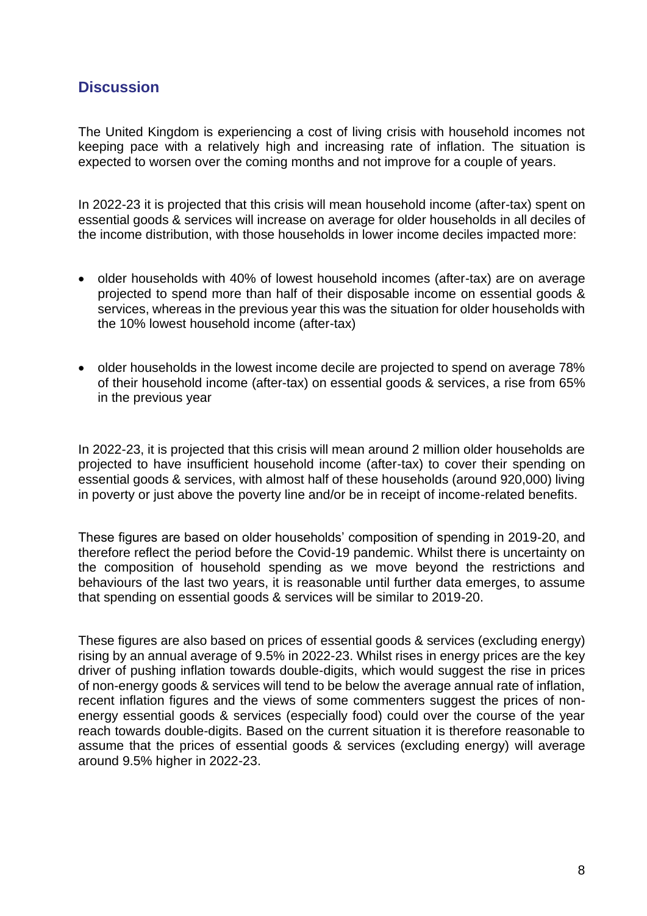## Discussion

The United Kingdom is experiencing a cost of living crisis with household incomes not keeping pace with a relatively high and increasing rate of inflation. The situation is expected to worsen over the coming months and not improve for a couple of years.

In 2022-23 it is projected that this crisis will mean household income (after-tax) spent on essential goods & services will increase on average for older households in all deciles of the income distribution, with those households in lower income deciles impacted more:

- older households with 40% of lowest household incomes (after-tax) are on average projected to spend more than half of their disposable income on essential goods & services, whereas in the previous year this was the situation for older households with the 10% lowest household income (after-tax)

- older households in the lowest income decile are projected to spend on average 78% of their household income (after-tax) on essential goods & services, a rise from 65% in the previous year

In 2022-23, it is projected that this crisis will mean around 2 million older households are projected to have insufficient household income (after-tax) to cover their spending on essential goods & services, with almost half of these households (around 920,000) living in poverty or just above the poverty line and/or be in receipt of income-related benefits.

These figures are based on older households' composition of spending in 2019-20, and therefore reflect the period before the Covid-19 pandemic. Whilst there is uncertainty on the composition of household spending as we move beyond the restrictions and behaviours of the last two years, it is reasonable until further data emerges, to assume that spending on essential goods & services will be similar to 2019-20.

These figures are also based on prices of essential goods & services (excluding energy) rising by an annual average of 9.5% in 2022-23. Whilst rises in energy prices are the key driver of pushing inflation towards double-digits, which would suggest the rise in prices of non-energy goods & services will tend to be below the average annual rate of inflation, recent inflation figures and the views of some commenters suggest the prices of non-energy essential goods & services (especially food) could over the course of the year reach towards double-digits. Based on the current situation it is therefore reasonable to assume that the prices of essential goods & services (excluding energy) will average around 9.5% higher in 2022-23.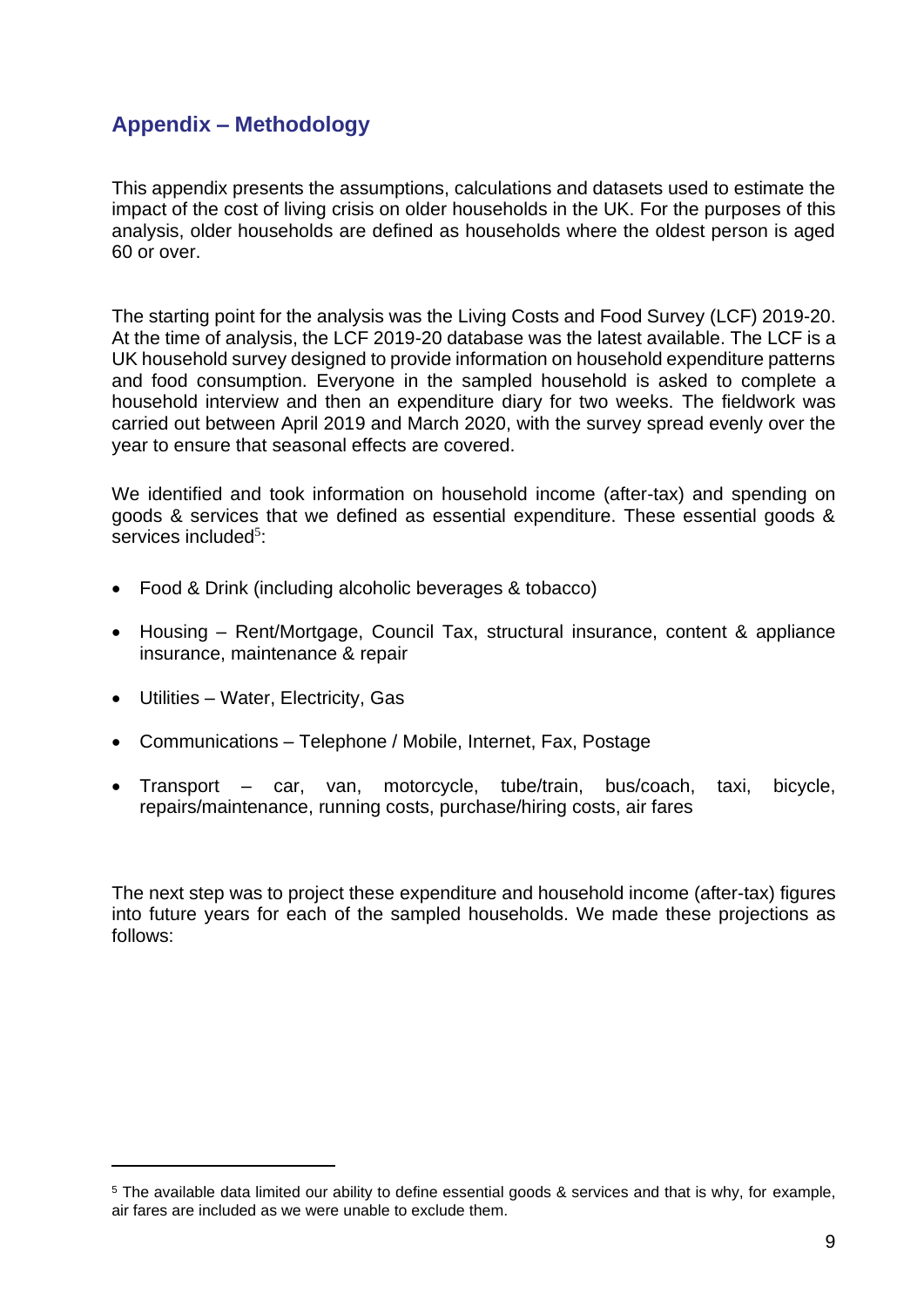## Appendix – Methodology

This appendix presents the assumptions, calculations and datasets used to estimate the impact of the cost of living crisis on older households in the UK. For the purposes of this analysis, older households are defined as households where the oldest person is aged 60 or over.

The starting point for the analysis was the Living Costs and Food Survey (LCF) 2019-20. At the time of analysis, the LCF 2019-20 database was the latest available. The LCF is a UK household survey designed to provide information on household expenditure patterns and food consumption. Everyone in the sampled household is asked to complete a household interview and then an expenditure diary for two weeks. The fieldwork was carried out between April 2019 and March 2020, with the survey spread evenly over the year to ensure that seasonal effects are covered.

We identified and took information on household income (after-tax) and spending on goods & services that we defined as essential expenditure. These essential goods & services included[5]:

- Food & Drink (including alcoholic beverages & tobacco)
- Housing – Rent/Mortgage, Council Tax, structural insurance, content & appliance insurance, maintenance & repair
- Utilities – Water, Electricity, Gas
- Communications – Telephone / Mobile, Internet, Fax, Postage
- Transport – car, van, motorcycle, tube/train, bus/coach, taxi, bicycle, repairs/maintenance, running costs, purchase/hiring costs, air fares

The next step was to project these expenditure and household income (after-tax) figures into future years for each of the sampled households. We made these projections as follows:

---

[5] The available data limited our ability to define essential goods & services and that is why, for example, air fares are included as we were unable to exclude them.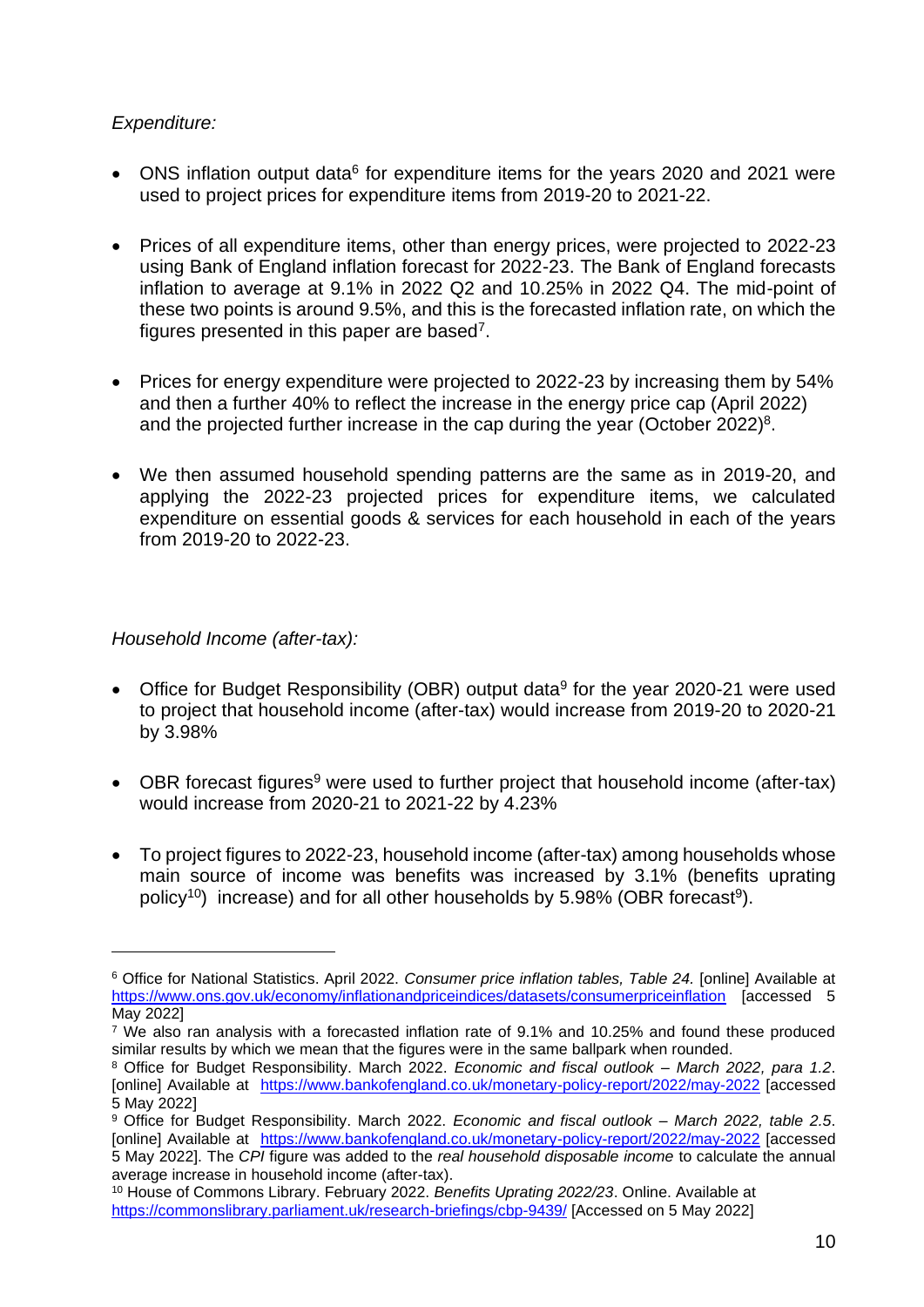*Expenditure:*

- ONS inflation output data[6] for expenditure items for the years 2020 and 2021 were used to project prices for expenditure items from 2019-20 to 2021-22.

- Prices of all expenditure items, other than energy prices, were projected to 2022-23 using Bank of England inflation forecast for 2022-23. The Bank of England forecasts inflation to average at 9.1% in 2022 Q2 and 10.25% in 2022 Q4. The mid-point of these two points is around 9.5%, and this is the forecasted inflation rate, on which the figures presented in this paper are based[7].

- Prices for energy expenditure were projected to 2022-23 by increasing them by 54% and then a further 40% to reflect the increase in the energy price cap (April 2022) and the projected further increase in the cap during the year (October 2022)[8].

- We then assumed household spending patterns are the same as in 2019-20, and applying the 2022-23 projected prices for expenditure items, we calculated expenditure on essential goods & services for each household in each of the years from 2019-20 to 2022-23.

*Household Income (after-tax):*

- Office for Budget Responsibility (OBR) output data[9] for the year 2020-21 were used to project that household income (after-tax) would increase from 2019-20 to 2020-21 by 3.98%

- OBR forecast figures[9] were used to further project that household income (after-tax) would increase from 2020-21 to 2021-22 by 4.23%

- To project figures to 2022-23, household income (after-tax) among households whose main source of income was benefits was increased by 3.1% (benefits uprating policy[10]) increase) and for all other households by 5.98% (OBR forecast[9]).

---

[6] Office for National Statistics. April 2022. *Consumer price inflation tables, Table 24.* [online] Available at https://www.ons.gov.uk/economy/inflationandpriceindices/datasets/consumerpriceinflation [accessed 5 May 2022]

[7] We also ran analysis with a forecasted inflation rate of 9.1% and 10.25% and found these produced similar results by which we mean that the figures were in the same ballpark when rounded.

[8] Office for Budget Responsibility. March 2022. *Economic and fiscal outlook – March 2022, para 1.2*. [online] Available at https://www.bankofengland.co.uk/monetary-policy-report/2022/may-2022 [accessed 5 May 2022]

[9] Office for Budget Responsibility. March 2022. *Economic and fiscal outlook – March 2022, table 2.5*. [online] Available at https://www.bankofengland.co.uk/monetary-policy-report/2022/may-2022 [accessed 5 May 2022]. The *CPI* figure was added to the *real household disposable income* to calculate the annual average increase in household income (after-tax).

[10] House of Commons Library. February 2022. *Benefits Uprating 2022/23*. Online. Available at https://commonslibrary.parliament.uk/research-briefings/cbp-9439/ [Accessed on 5 May 2022]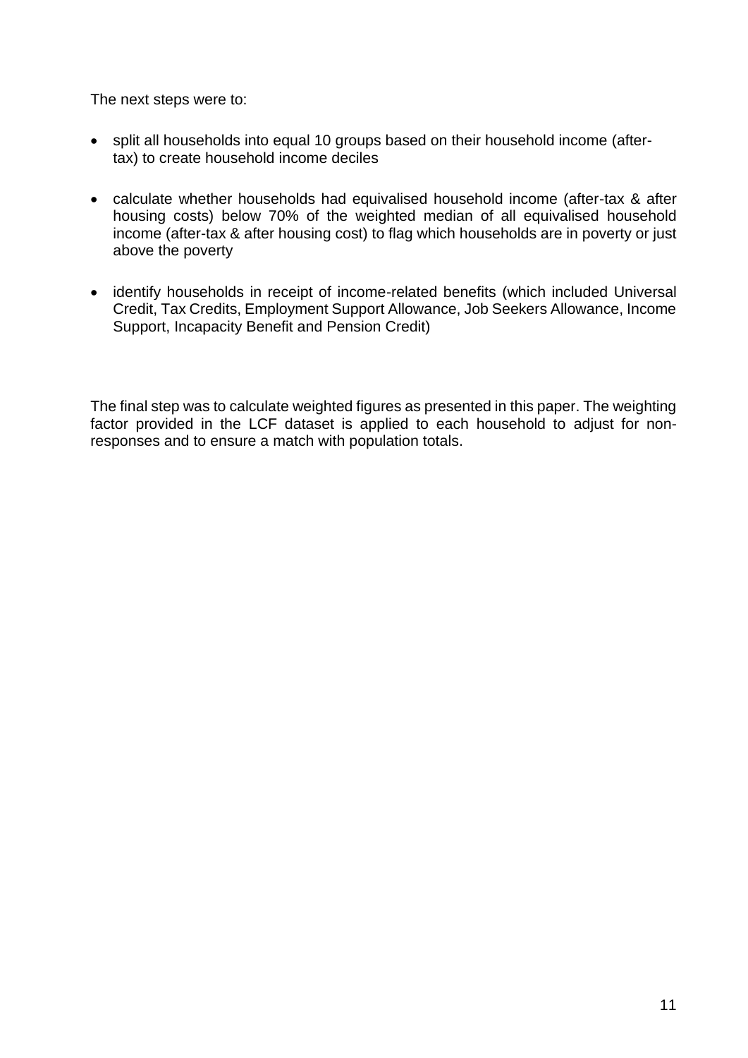The next steps were to:

- split all households into equal 10 groups based on their household income (after-tax) to create household income deciles
- calculate whether households had equivalised household income (after-tax & after housing costs) below 70% of the weighted median of all equivalised household income (after-tax & after housing cost) to flag which households are in poverty or just above the poverty
- identify households in receipt of income-related benefits (which included Universal Credit, Tax Credits, Employment Support Allowance, Job Seekers Allowance, Income Support, Incapacity Benefit and Pension Credit)

The final step was to calculate weighted figures as presented in this paper. The weighting factor provided in the LCF dataset is applied to each household to adjust for non-responses and to ensure a match with population totals.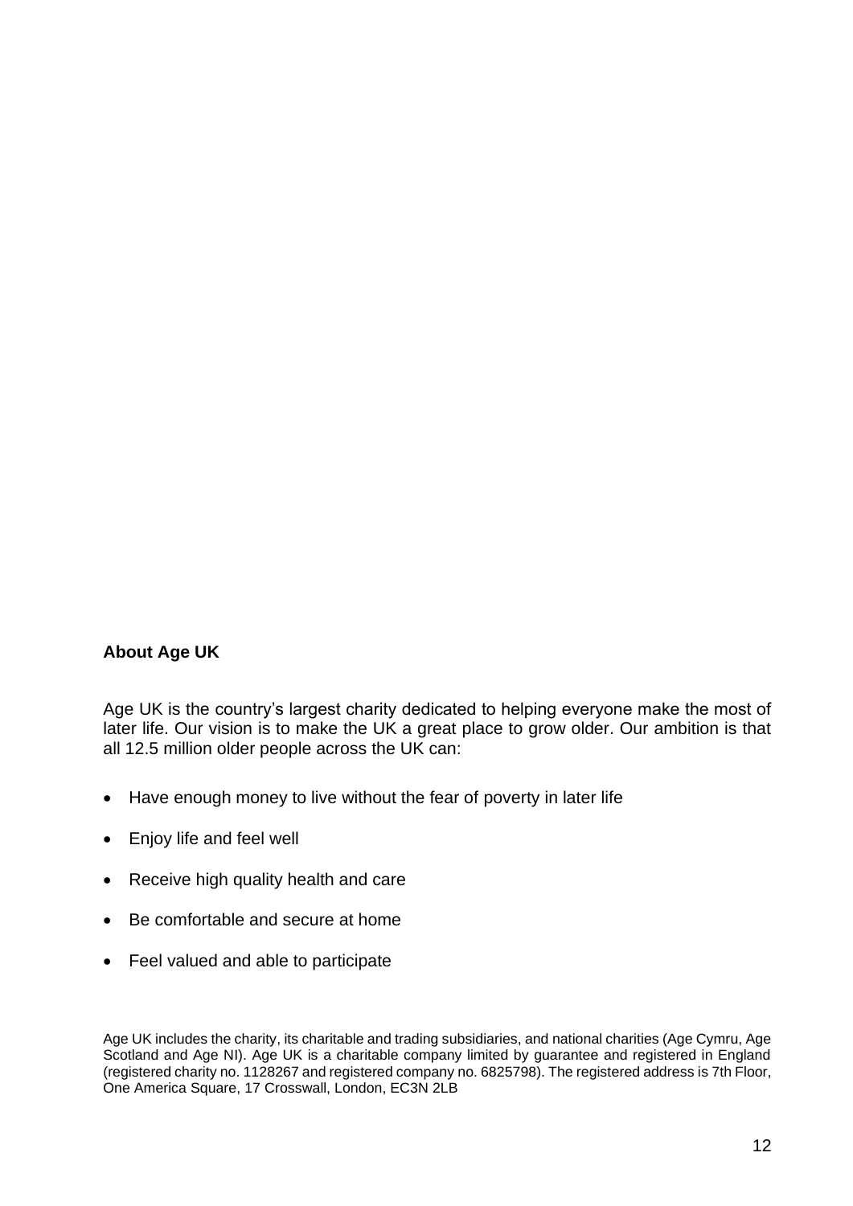**About Age UK**

Age UK is the country's largest charity dedicated to helping everyone make the most of later life. Our vision is to make the UK a great place to grow older. Our ambition is that all 12.5 million older people across the UK can:

- Have enough money to live without the fear of poverty in later life
- Enjoy life and feel well
- Receive high quality health and care
- Be comfortable and secure at home
- Feel valued and able to participate

Age UK includes the charity, its charitable and trading subsidiaries, and national charities (Age Cymru, Age Scotland and Age NI). Age UK is a charitable company limited by guarantee and registered in England (registered charity no. 1128267 and registered company no. 6825798). The registered address is 7th Floor, One America Square, 17 Crosswall, London, EC3N 2LB